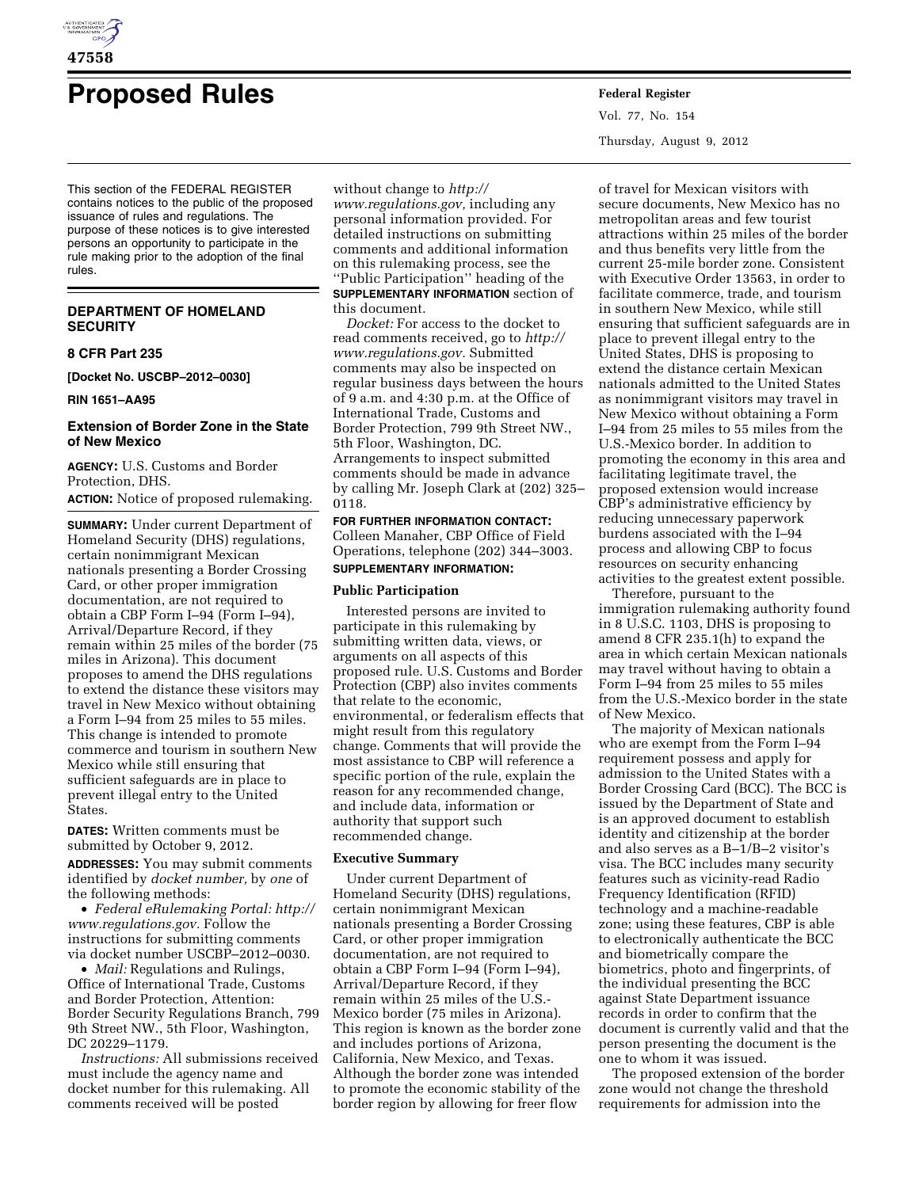# Proposed Rules

This section of the FEDERAL REGISTER contains notices to the public of the proposed issuance of rules and regulations. The purpose of these notices is to give interested persons an opportunity to participate in the rule making prior to the adoption of the final rules.

## DEPARTMENT OF HOMELAND SECURITY

### 8 CFR Part 235

**[Docket No. USCBP–2012–0030]**

**RIN 1651–AA95**

### Extension of Border Zone in the State of New Mexico

**AGENCY:** U.S. Customs and Border Protection, DHS.

**ACTION:** Notice of proposed rulemaking.

**SUMMARY:** Under current Department of Homeland Security (DHS) regulations, certain nonimmigrant Mexican nationals presenting a Border Crossing Card, or other proper immigration documentation, are not required to obtain a CBP Form I–94 (Form I–94), Arrival/Departure Record, if they remain within 25 miles of the border (75 miles in Arizona). This document proposes to amend the DHS regulations to extend the distance these visitors may travel in New Mexico without obtaining a Form I–94 from 25 miles to 55 miles. This change is intended to promote commerce and tourism in southern New Mexico while still ensuring that sufficient safeguards are in place to prevent illegal entry to the United States.

**DATES:** Written comments must be submitted by October 9, 2012.

**ADDRESSES:** You may submit comments identified by *docket number,* by *one* of the following methods:

- *Federal eRulemaking Portal: http://www.regulations.gov.* Follow the instructions for submitting comments via docket number USCBP–2012–0030.
- *Mail:* Regulations and Rulings, Office of International Trade, Customs and Border Protection, Attention: Border Security Regulations Branch, 799 9th Street NW., 5th Floor, Washington, DC 20229–1179.

*Instructions:* All submissions received must include the agency name and docket number for this rulemaking. All comments received will be posted without change to *http://www.regulations.gov,* including any personal information provided. For detailed instructions on submitting comments and additional information on this rulemaking process, see the "Public Participation" heading of the **SUPPLEMENTARY INFORMATION** section of this document.

*Docket:* For access to the docket to read comments received, go to *http://www.regulations.gov.* Submitted comments may also be inspected on regular business days between the hours of 9 a.m. and 4:30 p.m. at the Office of International Trade, Customs and Border Protection, 799 9th Street NW., 5th Floor, Washington, DC. Arrangements to inspect submitted comments should be made in advance by calling Mr. Joseph Clark at (202) 325–0118.

**FOR FURTHER INFORMATION CONTACT:** Colleen Manaher, CBP Office of Field Operations, telephone (202) 344–3003.

**SUPPLEMENTARY INFORMATION:**

#### Public Participation

Interested persons are invited to participate in this rulemaking by submitting written data, views, or arguments on all aspects of this proposed rule. U.S. Customs and Border Protection (CBP) also invites comments that relate to the economic, environmental, or federalism effects that might result from this regulatory change. Comments that will provide the most assistance to CBP will reference a specific portion of the rule, explain the reason for any recommended change, and include data, information or authority that support such recommended change.

#### Executive Summary

Under current Department of Homeland Security (DHS) regulations, certain nonimmigrant Mexican nationals presenting a Border Crossing Card, or other proper immigration documentation, are not required to obtain a CBP Form I–94 (Form I–94), Arrival/Departure Record, if they remain within 25 miles of the U.S.-Mexico border (75 miles in Arizona). This region is known as the border zone and includes portions of Arizona, California, New Mexico, and Texas. Although the border zone was intended to promote the economic stability of the border region by allowing for freer flow of travel for Mexican visitors with secure documents, New Mexico has no metropolitan areas and few tourist attractions within 25 miles of the border and thus benefits very little from the current 25-mile border zone. Consistent with Executive Order 13563, in order to facilitate commerce, trade, and tourism in southern New Mexico, while still ensuring that sufficient safeguards are in place to prevent illegal entry to the United States, DHS is proposing to extend the distance certain Mexican nationals admitted to the United States as nonimmigrant visitors may travel in New Mexico without obtaining a Form I–94 from 25 miles to 55 miles from the U.S.-Mexico border. In addition to promoting the economy in this area and facilitating legitimate travel, the proposed extension would increase CBP's administrative efficiency by reducing unnecessary paperwork burdens associated with the I–94 process and allowing CBP to focus resources on security enhancing activities to the greatest extent possible.

Therefore, pursuant to the immigration rulemaking authority found in 8 U.S.C. 1103, DHS is proposing to amend 8 CFR 235.1(h) to expand the area in which certain Mexican nationals may travel without having to obtain a Form I–94 from 25 miles to 55 miles from the U.S.-Mexico border in the state of New Mexico.

The majority of Mexican nationals who are exempt from the Form I–94 requirement possess and apply for admission to the United States with a Border Crossing Card (BCC). The BCC is issued by the Department of State and is an approved document to establish identity and citizenship at the border and also serves as a B–1/B–2 visitor's visa. The BCC includes many security features such as vicinity-read Radio Frequency Identification (RFID) technology and a machine-readable zone; using these features, CBP is able to electronically authenticate the BCC and biometrically compare the biometrics, photo and fingerprints, of the individual presenting the BCC against State Department issuance records in order to confirm that the document is currently valid and that the person presenting the document is the one to whom it was issued.

The proposed extension of the border zone would not change the threshold requirements for admission into the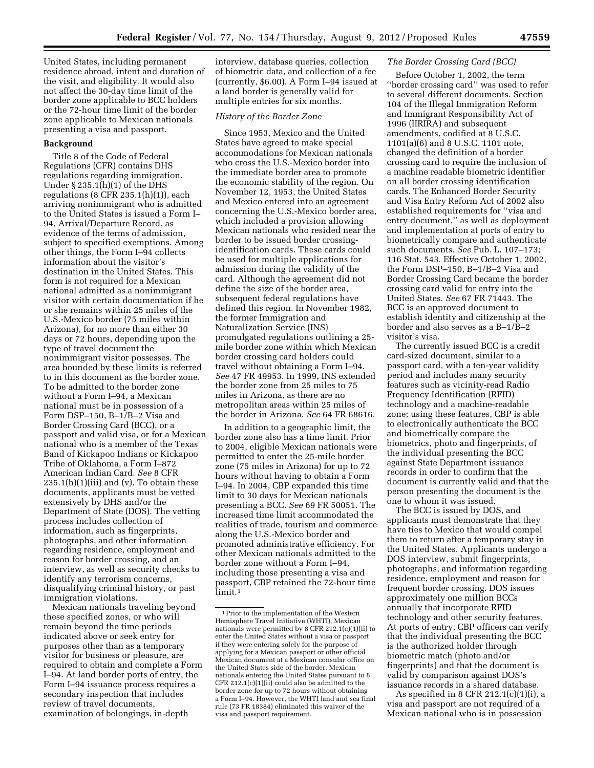United States, including permanent residence abroad, intent and duration of the visit, and eligibility. It would also not affect the 30-day time limit of the border zone applicable to BCC holders or the 72-hour time limit of the border zone applicable to Mexican nationals presenting a visa and passport.

## Background

Title 8 of the Code of Federal Regulations (CFR) contains DHS regulations regarding immigration. Under § 235.1(h)(1) of the DHS regulations (8 CFR 235.1(h)(1)), each arriving nonimmigrant who is admitted to the United States is issued a Form I–94, Arrival/Departure Record, as evidence of the terms of admission, subject to specified exemptions. Among other things, the Form I–94 collects information about the visitor's destination in the United States. This form is not required for a Mexican national admitted as a nonimmigrant visitor with certain documentation if he or she remains within 25 miles of the U.S.-Mexico border (75 miles within Arizona), for no more than either 30 days or 72 hours, depending upon the type of travel document the nonimmigrant visitor possesses. The area bounded by these limits is referred to in this document as the border zone. To be admitted to the border zone without a Form I–94, a Mexican national must be in possession of a Form DSP–150, B–1/B–2 Visa and Border Crossing Card (BCC), or a passport and valid visa, or for a Mexican national who is a member of the Texas Band of Kickapoo Indians or Kickapoo Tribe of Oklahoma, a Form I–872 American Indian Card. *See* 8 CFR 235.1(h)(1)(iii) and (v). To obtain these documents, applicants must be vetted extensively by DHS and/or the Department of State (DOS). The vetting process includes collection of information, such as fingerprints, photographs, and other information regarding residence, employment and reason for border crossing, and an interview, as well as security checks to identify any terrorism concerns, disqualifying criminal history, or past immigration violations.

Mexican nationals traveling beyond these specified zones, or who will remain beyond the time periods indicated above or seek entry for purposes other than as a temporary visitor for business or pleasure, are required to obtain and complete a Form I–94. At land border ports of entry, the Form I–94 issuance process requires a secondary inspection that includes review of travel documents, examination of belongings, in-depth interview, database queries, collection of biometric data, and collection of a fee (currently, $6.00). A Form I–94 issued at a land border is generally valid for multiple entries for six months.

### *History of the Border Zone*

Since 1953, Mexico and the United States have agreed to make special accommodations for Mexican nationals who cross the U.S.-Mexico border into the immediate border area to promote the economic stability of the region. On November 12, 1953, the United States and Mexico entered into an agreement concerning the U.S.-Mexico border area, which included a provision allowing Mexican nationals who resided near the border to be issued border crossing-identification cards. These cards could be used for multiple applications for admission during the validity of the card. Although the agreement did not define the size of the border area, subsequent federal regulations have defined this region. In November 1982, the former Immigration and Naturalization Service (INS) promulgated regulations outlining a 25-mile border zone within which Mexican border crossing card holders could travel without obtaining a Form I–94. *See* 47 FR 49953. In 1999, INS extended the border zone from 25 miles to 75 miles in Arizona, as there are no metropolitan areas within 25 miles of the border in Arizona. *See* 64 FR 68616.

In addition to a geographic limit, the border zone also has a time limit. Prior to 2004, eligible Mexican nationals were permitted to enter the 25-mile border zone (75 miles in Arizona) for up to 72 hours without having to obtain a Form I–94. In 2004, CBP expanded this time limit to 30 days for Mexican nationals presenting a BCC. *See* 69 FR 50051. The increased time limit accommodated the realities of trade, tourism and commerce along the U.S.-Mexico border and promoted administrative efficiency. For other Mexican nationals admitted to the border zone without a Form I–94, including those presenting a visa and passport, CBP retained the 72-hour time limit.[1]

### *The Border Crossing Card (BCC)*

Before October 1, 2002, the term ''border crossing card'' was used to refer to several different documents. Section 104 of the Illegal Immigration Reform and Immigrant Responsibility Act of 1996 (IIRIRA) and subsequent amendments, codified at 8 U.S.C. 1101(a)(6) and 8 U.S.C. 1101 note, changed the definition of a border crossing card to require the inclusion of a machine readable biometric identifier on all border crossing identification cards. The Enhanced Border Security and Visa Entry Reform Act of 2002 also established requirements for ''visa and entry document,'' as well as deployment and implementation at ports of entry to biometrically compare and authenticate such documents. *See* Pub. L. 107–173; 116 Stat. 543. Effective October 1, 2002, the Form DSP–150, B–1/B–2 Visa and Border Crossing Card became the border crossing card valid for entry into the United States. *See* 67 FR 71443. The BCC is an approved document to establish identity and citizenship at the border and also serves as a B–1/B–2 visitor's visa.

The currently issued BCC is a credit card-sized document, similar to a passport card, with a ten-year validity period and includes many security features such as vicinity-read Radio Frequency Identification (RFID) technology and a machine-readable zone; using these features, CBP is able to electronically authenticate the BCC and biometrically compare the biometrics, photo and fingerprints, of the individual presenting the BCC against State Department issuance records in order to confirm that the document is currently valid and that the person presenting the document is the one to whom it was issued.

The BCC is issued by DOS, and applicants must demonstrate that they have ties to Mexico that would compel them to return after a temporary stay in the United States. Applicants undergo a DOS interview, submit fingerprints, photographs, and information regarding residence, employment and reason for frequent border crossing. DOS issues approximately one million BCCs annually that incorporate RFID technology and other security features. At ports of entry, CBP officers can verify that the individual presenting the BCC is the authorized holder through biometric match (photo and/or fingerprints) and that the document is valid by comparison against DOS's issuance records in a shared database.

As specified in 8 CFR 212.1(c)(1)(i), a visa and passport are not required of a Mexican national who is in possession

[1] Prior to the implementation of the Western Hemisphere Travel Initiative (WHTI), Mexican nationals were permitted by 8 CFR 212.1(c)(1)(ii) to enter the United States without a visa or passport if they were entering solely for the purpose of applying for a Mexican passport or other official Mexican document at a Mexican consular office on the United States side of the border. Mexican nationals entering the United States pursuant to 8 CFR 212.1(c)(1)(ii) could also be admitted to the border zone for up to 72 hours without obtaining a Form I–94. However, the WHTI land and sea final rule (73 FR 18384) eliminated this waiver of the visa and passport requirement.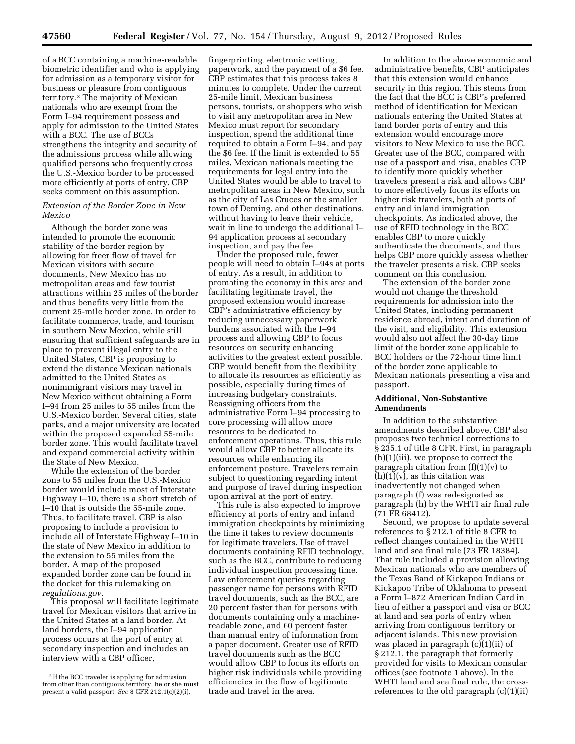of a BCC containing a machine-readable biometric identifier and who is applying for admission as a temporary visitor for business or pleasure from contiguous territory.[2] The majority of Mexican nationals who are exempt from the Form I–94 requirement possess and apply for admission to the United States with a BCC. The use of BCCs strengthens the integrity and security of the admissions process while allowing qualified persons who frequently cross the U.S.-Mexico border to be processed more efficiently at ports of entry. CBP seeks comment on this assumption.

*Extension of the Border Zone in New Mexico*

Although the border zone was intended to promote the economic stability of the border region by allowing for freer flow of travel for Mexican visitors with secure documents, New Mexico has no metropolitan areas and few tourist attractions within 25 miles of the border and thus benefits very little from the current 25-mile border zone. In order to facilitate commerce, trade, and tourism in southern New Mexico, while still ensuring that sufficient safeguards are in place to prevent illegal entry to the United States, CBP is proposing to extend the distance Mexican nationals admitted to the United States as nonimmigrant visitors may travel in New Mexico without obtaining a Form I–94 from 25 miles to 55 miles from the U.S.-Mexico border. Several cities, state parks, and a major university are located within the proposed expanded 55-mile border zone. This would facilitate travel and expand commercial activity within the State of New Mexico.

While the extension of the border zone to 55 miles from the U.S.-Mexico border would include most of Interstate Highway I–10, there is a short stretch of I–10 that is outside the 55-mile zone. Thus, to facilitate travel, CBP is also proposing to include a provision to include all of Interstate Highway I–10 in the state of New Mexico in addition to the extension to 55 miles from the border. A map of the proposed expanded border zone can be found in the docket for this rulemaking on *regulations.gov*.

This proposal will facilitate legitimate travel for Mexican visitors that arrive in the United States at a land border. At land borders, the I–94 application process occurs at the port of entry at secondary inspection and includes an interview with a CBP officer, fingerprinting, electronic vetting, paperwork, and the payment of a $6 fee. CBP estimates that this process takes 8 minutes to complete. Under the current 25-mile limit, Mexican business persons, tourists, or shoppers who wish to visit any metropolitan area in New Mexico must report for secondary inspection, spend the additional time required to obtain a Form I–94, and pay the $6 fee. If the limit is extended to 55 miles, Mexican nationals meeting the requirements for legal entry into the United States would be able to travel to metropolitan areas in New Mexico, such as the city of Las Cruces or the smaller town of Deming, and other destinations, without having to leave their vehicle, wait in line to undergo the additional I–94 application process at secondary inspection, and pay the fee.

Under the proposed rule, fewer people will need to obtain I–94s at ports of entry. As a result, in addition to promoting the economy in this area and facilitating legitimate travel, the proposed extension would increase CBP's administrative efficiency by reducing unnecessary paperwork burdens associated with the I–94 process and allowing CBP to focus resources on security enhancing activities to the greatest extent possible. CBP would benefit from the flexibility to allocate its resources as efficiently as possible, especially during times of increasing budgetary constraints. Reassigning officers from the administrative Form I–94 processing to core processing will allow more resources to be dedicated to enforcement operations. Thus, this rule would allow CBP to better allocate its resources while enhancing its enforcement posture. Travelers remain subject to questioning regarding intent and purpose of travel during inspection upon arrival at the port of entry.

This rule is also expected to improve efficiency at ports of entry and inland immigration checkpoints by minimizing the time it takes to review documents for legitimate travelers. Use of travel documents containing RFID technology, such as the BCC, contribute to reducing individual inspection processing time. Law enforcement queries regarding passenger name for persons with RFID travel documents, such as the BCC, are 20 percent faster than for persons with documents containing only a machine-readable zone, and 60 percent faster than manual entry of information from a paper document. Greater use of RFID travel documents such as the BCC would allow CBP to focus its efforts on higher risk individuals while providing efficiencies in the flow of legitimate trade and travel in the area.

In addition to the above economic and administrative benefits, CBP anticipates that this extension would enhance security in this region. This stems from the fact that the BCC is CBP's preferred method of identification for Mexican nationals entering the United States at land border ports of entry and this extension would encourage more visitors to New Mexico to use the BCC. Greater use of the BCC, compared with use of a passport and visa, enables CBP to identify more quickly whether travelers present a risk and allows CBP to more effectively focus its efforts on higher risk travelers, both at ports of entry and inland immigration checkpoints. As indicated above, the use of RFID technology in the BCC enables CBP to more quickly authenticate the documents, and thus helps CBP more quickly assess whether the traveler presents a risk. CBP seeks comment on this conclusion.

The extension of the border zone would not change the threshold requirements for admission into the United States, including permanent residence abroad, intent and duration of the visit, and eligibility. This extension would also not affect the 30-day time limit of the border zone applicable to BCC holders or the 72-hour time limit of the border zone applicable to Mexican nationals presenting a visa and passport.

## Additional, Non-Substantive Amendments

In addition to the substantive amendments described above, CBP also proposes two technical corrections to § 235.1 of title 8 CFR. First, in paragraph (h)(1)(iii), we propose to correct the paragraph citation from (f)(1)(v) to (h)(1)(v), as this citation was inadvertently not changed when paragraph (f) was redesignated as paragraph (h) by the WHTI air final rule (71 FR 68412).

Second, we propose to update several references to § 212.1 of title 8 CFR to reflect changes contained in the WHTI land and sea final rule (73 FR 18384). That rule included a provision allowing Mexican nationals who are members of the Texas Band of Kickapoo Indians or Kickapoo Tribe of Oklahoma to present a Form I–872 American Indian Card in lieu of either a passport and visa or BCC at land and sea ports of entry when arriving from contiguous territory or adjacent islands. This new provision was placed in paragraph (c)(1)(ii) of § 212.1, the paragraph that formerly provided for visits to Mexican consular offices (see footnote 1 above). In the WHTI land and sea final rule, the cross-references to the old paragraph (c)(1)(ii)

[2] If the BCC traveler is applying for admission from other than contiguous territory, he or she must present a valid passport. *See* 8 CFR 212.1(c)(2)(i).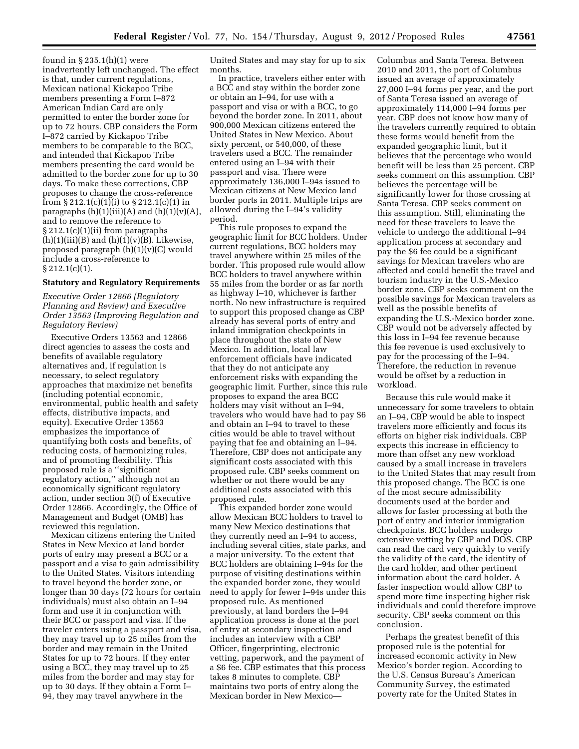found in § 235.1(h)(1) were inadvertently left unchanged. The effect is that, under current regulations, Mexican national Kickapoo Tribe members presenting a Form I–872 American Indian Card are only permitted to enter the border zone for up to 72 hours. CBP considers the Form I–872 carried by Kickapoo Tribe members to be comparable to the BCC, and intended that Kickapoo Tribe members presenting the card would be admitted to the border zone for up to 30 days. To make these corrections, CBP proposes to change the cross-reference from § 212.1(c)(1)(i) to § 212.1(c)(1) in paragraphs (h)(1)(iii)(A) and (h)(1)(v)(A), and to remove the reference to § 212.1(c)(1)(ii) from paragraphs (h)(1)(iii)(B) and (h)(1)(v)(B). Likewise, proposed paragraph (h)(1)(v)(C) would include a cross-reference to § 212.1(c)(1).

## Statutory and Regulatory Requirements

### *Executive Order 12866 (Regulatory Planning and Review) and Executive Order 13563 (Improving Regulation and Regulatory Review)*

Executive Orders 13563 and 12866 direct agencies to assess the costs and benefits of available regulatory alternatives and, if regulation is necessary, to select regulatory approaches that maximize net benefits (including potential economic, environmental, public health and safety effects, distributive impacts, and equity). Executive Order 13563 emphasizes the importance of quantifying both costs and benefits, of reducing costs, of harmonizing rules, and of promoting flexibility. This proposed rule is a ''significant regulatory action,'' although not an economically significant regulatory action, under section 3(f) of Executive Order 12866. Accordingly, the Office of Management and Budget (OMB) has reviewed this regulation.

Mexican citizens entering the United States in New Mexico at land border ports of entry may present a BCC or a passport and a visa to gain admissibility to the United States. Visitors intending to travel beyond the border zone, or longer than 30 days (72 hours for certain individuals) must also obtain an I–94 form and use it in conjunction with their BCC or passport and visa. If the traveler enters using a passport and visa, they may travel up to 25 miles from the border and may remain in the United States for up to 72 hours. If they enter using a BCC, they may travel up to 25 miles from the border and may stay for up to 30 days. If they obtain a Form I–94, they may travel anywhere in the United States and may stay for up to six months.

In practice, travelers either enter with a BCC and stay within the border zone or obtain an I–94, for use with a passport and visa or with a BCC, to go beyond the border zone. In 2011, about 900,000 Mexican citizens entered the United States in New Mexico. About sixty percent, or 540,000, of these travelers used a BCC. The remainder entered using an I–94 with their passport and visa. There were approximately 136,000 I–94s issued to Mexican citizens at New Mexico land border ports in 2011. Multiple trips are allowed during the I–94's validity period.

This rule proposes to expand the geographic limit for BCC holders. Under current regulations, BCC holders may travel anywhere within 25 miles of the border. This proposed rule would allow BCC holders to travel anywhere within 55 miles from the border or as far north as highway I–10, whichever is farther north. No new infrastructure is required to support this proposed change as CBP already has several ports of entry and inland immigration checkpoints in place throughout the state of New Mexico. In addition, local law enforcement officials have indicated that they do not anticipate any enforcement risks with expanding the geographic limit. Further, since this rule proposes to expand the area BCC holders may visit without an I–94, travelers who would have had to pay $6 and obtain an I–94 to travel to these cities would be able to travel without paying that fee and obtaining an I–94. Therefore, CBP does not anticipate any significant costs associated with this proposed rule. CBP seeks comment on whether or not there would be any additional costs associated with this proposed rule.

This expanded border zone would allow Mexican BCC holders to travel to many New Mexico destinations that they currently need an I–94 to access, including several cities, state parks, and a major university. To the extent that BCC holders are obtaining I–94s for the purpose of visiting destinations within the expanded border zone, they would need to apply for fewer I–94s under this proposed rule. As mentioned previously, at land borders the I–94 application process is done at the port of entry at secondary inspection and includes an interview with a CBP Officer, fingerprinting, electronic vetting, paperwork, and the payment of a $6 fee. CBP estimates that this process takes 8 minutes to complete. CBP maintains two ports of entry along the Mexican border in New Mexico—Columbus and Santa Teresa. Between 2010 and 2011, the port of Columbus issued an average of approximately 27,000 I–94 forms per year, and the port of Santa Teresa issued an average of approximately 114,000 I–94 forms per year. CBP does not know how many of the travelers currently required to obtain these forms would benefit from the expanded geographic limit, but it believes that the percentage who would benefit will be less than 25 percent. CBP seeks comment on this assumption. CBP believes the percentage will be significantly lower for those crossing at Santa Teresa. CBP seeks comment on this assumption. Still, eliminating the need for these travelers to leave the vehicle to undergo the additional I–94 application process at secondary and pay the $6 fee could be a significant savings for Mexican travelers who are affected and could benefit the travel and tourism industry in the U.S.-Mexico border zone. CBP seeks comment on the possible savings for Mexican travelers as well as the possible benefits of expanding the U.S.-Mexico border zone. CBP would not be adversely affected by this loss in I–94 fee revenue because this fee revenue is used exclusively to pay for the processing of the I–94. Therefore, the reduction in revenue would be offset by a reduction in workload.

Because this rule would make it unnecessary for some travelers to obtain an I–94, CBP would be able to inspect travelers more efficiently and focus its efforts on higher risk individuals. CBP expects this increase in efficiency to more than offset any new workload caused by a small increase in travelers to the United States that may result from this proposed change. The BCC is one of the most secure admissibility documents used at the border and allows for faster processing at both the port of entry and interior immigration checkpoints. BCC holders undergo extensive vetting by CBP and DOS. CBP can read the card very quickly to verify the validity of the card, the identity of the card holder, and other pertinent information about the card holder. A faster inspection would allow CBP to spend more time inspecting higher risk individuals and could therefore improve security. CBP seeks comment on this conclusion.

Perhaps the greatest benefit of this proposed rule is the potential for increased economic activity in New Mexico's border region. According to the U.S. Census Bureau's American Community Survey, the estimated poverty rate for the United States in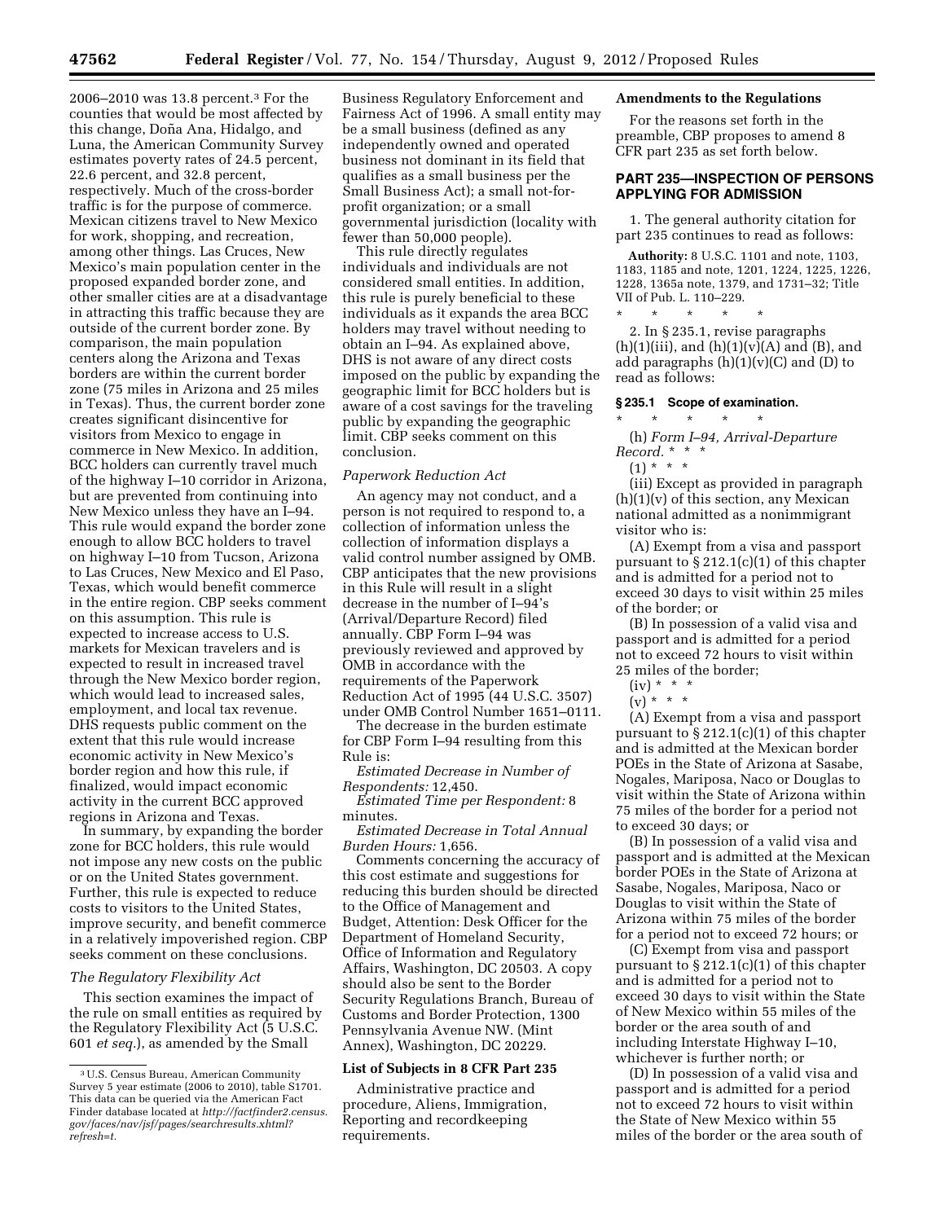2006–2010 was 13.8 percent.[3] For the counties that would be most affected by this change, Doña Ana, Hidalgo, and Luna, the American Community Survey estimates poverty rates of 24.5 percent, 22.6 percent, and 32.8 percent, respectively. Much of the cross-border traffic is for the purpose of commerce. Mexican citizens travel to New Mexico for work, shopping, and recreation, among other things. Las Cruces, New Mexico's main population center in the proposed expanded border zone, and other smaller cities are at a disadvantage in attracting this traffic because they are outside of the current border zone. By comparison, the main population centers along the Arizona and Texas borders are within the current border zone (75 miles in Arizona and 25 miles in Texas). Thus, the current border zone creates significant disincentive for visitors from Mexico to engage in commerce in New Mexico. In addition, BCC holders can currently travel much of the highway I–10 corridor in Arizona, but are prevented from continuing into New Mexico unless they have an I–94. This rule would expand the border zone enough to allow BCC holders to travel on highway I–10 from Tucson, Arizona to Las Cruces, New Mexico and El Paso, Texas, which would benefit commerce in the entire region. CBP seeks comment on this assumption. This rule is expected to increase access to U.S. markets for Mexican travelers and is expected to result in increased travel through the New Mexico border region, which would lead to increased sales, employment, and local tax revenue. DHS requests public comment on the extent that this rule would increase economic activity in New Mexico's border region and how this rule, if finalized, would impact economic activity in the current BCC approved regions in Arizona and Texas.

In summary, by expanding the border zone for BCC holders, this rule would not impose any new costs on the public or on the United States government. Further, this rule is expected to reduce costs to visitors to the United States, improve security, and benefit commerce in a relatively impoverished region. CBP seeks comment on these conclusions.

*The Regulatory Flexibility Act*

This section examines the impact of the rule on small entities as required by the Regulatory Flexibility Act (5 U.S.C. 601 *et seq.*), as amended by the Small Business Regulatory Enforcement and Fairness Act of 1996. A small entity may be a small business (defined as any independently owned and operated business not dominant in its field that qualifies as a small business per the Small Business Act); a small not-for-profit organization; or a small governmental jurisdiction (locality with fewer than 50,000 people).

This rule directly regulates individuals and individuals are not considered small entities. In addition, this rule is purely beneficial to these individuals as it expands the area BCC holders may travel without needing to obtain an I–94. As explained above, DHS is not aware of any direct costs imposed on the public by expanding the geographic limit for BCC holders but is aware of a cost savings for the traveling public by expanding the geographic limit. CBP seeks comment on this conclusion.

*Paperwork Reduction Act*

An agency may not conduct, and a person is not required to respond to, a collection of information unless the collection of information displays a valid control number assigned by OMB. CBP anticipates that the new provisions in this Rule will result in a slight decrease in the number of I–94's (Arrival/Departure Record) filed annually. CBP Form I–94 was previously reviewed and approved by OMB in accordance with the requirements of the Paperwork Reduction Act of 1995 (44 U.S.C. 3507) under OMB Control Number 1651–0111.

The decrease in the burden estimate for CBP Form I–94 resulting from this Rule is:

*Estimated Decrease in Number of Respondents:* 12,450.

*Estimated Time per Respondent:* 8 minutes.

*Estimated Decrease in Total Annual Burden Hours:* 1,656.

Comments concerning the accuracy of this cost estimate and suggestions for reducing this burden should be directed to the Office of Management and Budget, Attention: Desk Officer for the Department of Homeland Security, Office of Information and Regulatory Affairs, Washington, DC 20503. A copy should also be sent to the Border Security Regulations Branch, Bureau of Customs and Border Protection, 1300 Pennsylvania Avenue NW. (Mint Annex), Washington, DC 20229.

**List of Subjects in 8 CFR Part 235**

Administrative practice and procedure, Aliens, Immigration, Reporting and recordkeeping requirements.

**Amendments to the Regulations**

For the reasons set forth in the preamble, CBP proposes to amend 8 CFR part 235 as set forth below.

**PART 235—INSPECTION OF PERSONS APPLYING FOR ADMISSION**

1. The general authority citation for part 235 continues to read as follows:

**Authority:** 8 U.S.C. 1101 and note, 1103, 1183, 1185 and note, 1201, 1224, 1225, 1226, 1228, 1365a note, 1379, and 1731–32; Title VII of Pub. L. 110–229.

\* \* \* \* \*

2. In § 235.1, revise paragraphs (h)(1)(iii), and (h)(1)(v)(A) and (B), and add paragraphs (h)(1)(v)(C) and (D) to read as follows:

**§ 235.1 Scope of examination.**

\* \* \* \* \*

(h) *Form I–94, Arrival-Departure Record.* \* \* \*

(1) \* \* \*

(iii) Except as provided in paragraph (h)(1)(v) of this section, any Mexican national admitted as a nonimmigrant visitor who is:

(A) Exempt from a visa and passport pursuant to § 212.1(c)(1) of this chapter and is admitted for a period not to exceed 30 days to visit within 25 miles of the border; or

(B) In possession of a valid visa and passport and is admitted for a period not to exceed 72 hours to visit within 25 miles of the border;

(iv) \* \* \*

(v) \* \* \*

(A) Exempt from a visa and passport pursuant to § 212.1(c)(1) of this chapter and is admitted at the Mexican border POEs in the State of Arizona at Sasabe, Nogales, Mariposa, Naco or Douglas to visit within the State of Arizona within 75 miles of the border for a period not to exceed 30 days; or

(B) In possession of a valid visa and passport and is admitted at the Mexican border POEs in the State of Arizona at Sasabe, Nogales, Mariposa, Naco or Douglas to visit within the State of Arizona within 75 miles of the border for a period not to exceed 72 hours; or

(C) Exempt from visa and passport pursuant to § 212.1(c)(1) of this chapter and is admitted for a period not to exceed 30 days to visit within the State of New Mexico within 55 miles of the border or the area south of and including Interstate Highway I–10, whichever is further north; or

(D) In possession of a valid visa and passport and is admitted for a period not to exceed 72 hours to visit within the State of New Mexico within 55 miles of the border or the area south of

---

[3] U.S. Census Bureau, American Community Survey 5 year estimate (2006 to 2010), table S1701. This data can be queried via the American Fact Finder database located at *http://factfinder2.census.gov/faces/nav/jsf/pages/searchresults.xhtml?refresh=t.*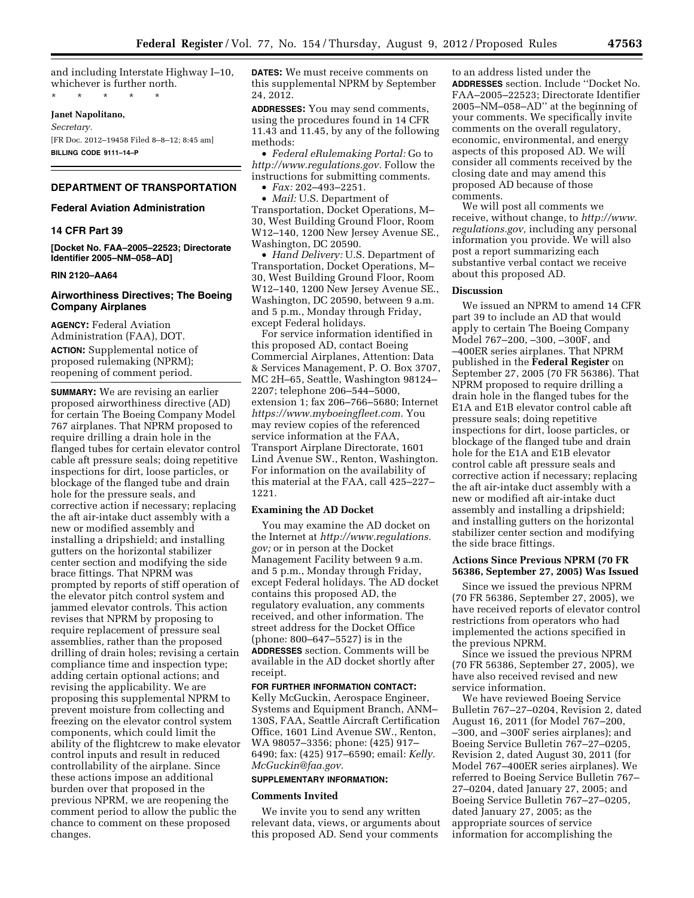and including Interstate Highway I–10, whichever is further north.

\* \* \* \* \*

**Janet Napolitano,**

*Secretary.*

[FR Doc. 2012–19458 Filed 8–8–12; 8:45 am]

**BILLING CODE 9111–14–P**

## DEPARTMENT OF TRANSPORTATION

### Federal Aviation Administration

### 14 CFR Part 39

**[Docket No. FAA–2005–22523; Directorate Identifier 2005–NM–058–AD]**

**RIN 2120–AA64**

### Airworthiness Directives; The Boeing Company Airplanes

**AGENCY:** Federal Aviation Administration (FAA), DOT.

**ACTION:** Supplemental notice of proposed rulemaking (NPRM); reopening of comment period.

**SUMMARY:** We are revising an earlier proposed airworthiness directive (AD) for certain The Boeing Company Model 767 airplanes. That NPRM proposed to require drilling a drain hole in the flanged tubes for certain elevator control cable aft pressure seals; doing repetitive inspections for dirt, loose particles, or blockage of the flanged tube and drain hole for the pressure seals, and corrective action if necessary; replacing the aft air-intake duct assembly with a new or modified assembly and installing a dripshield; and installing gutters on the horizontal stabilizer center section and modifying the side brace fittings. That NPRM was prompted by reports of stiff operation of the elevator pitch control system and jammed elevator controls. This action revises that NPRM by proposing to require replacement of pressure seal assemblies, rather than the proposed drilling of drain holes; revising a certain compliance time and inspection type; adding certain optional actions; and revising the applicability. We are proposing this supplemental NPRM to prevent moisture from collecting and freezing on the elevator control system components, which could limit the ability of the flightcrew to make elevator control inputs and result in reduced controllability of the airplane. Since these actions impose an additional burden over that proposed in the previous NPRM, we are reopening the comment period to allow the public the chance to comment on these proposed changes.

**DATES:** We must receive comments on this supplemental NPRM by September 24, 2012.

**ADDRESSES:** You may send comments, using the procedures found in 14 CFR 11.43 and 11.45, by any of the following methods:

- *Federal eRulemaking Portal:* Go to *http://www.regulations.gov.* Follow the instructions for submitting comments.
- *Fax:* 202–493–2251.
- *Mail:* U.S. Department of Transportation, Docket Operations, M–30, West Building Ground Floor, Room W12–140, 1200 New Jersey Avenue SE., Washington, DC 20590.
- *Hand Delivery:* U.S. Department of Transportation, Docket Operations, M–30, West Building Ground Floor, Room W12–140, 1200 New Jersey Avenue SE., Washington, DC 20590, between 9 a.m. and 5 p.m., Monday through Friday, except Federal holidays.

For service information identified in this proposed AD, contact Boeing Commercial Airplanes, Attention: Data & Services Management, P. O. Box 3707, MC 2H–65, Seattle, Washington 98124–2207; telephone 206–544–5000, extension 1; fax 206–766–5680; Internet *https://www.myboeingfleet.com.* You may review copies of the referenced service information at the FAA, Transport Airplane Directorate, 1601 Lind Avenue SW., Renton, Washington. For information on the availability of this material at the FAA, call 425–227–1221.

#### Examining the AD Docket

You may examine the AD docket on the Internet at *http://www.regulations.gov;* or in person at the Docket Management Facility between 9 a.m. and 5 p.m., Monday through Friday, except Federal holidays. The AD docket contains this proposed AD, the regulatory evaluation, any comments received, and other information. The street address for the Docket Office (phone: 800–647–5527) is in the **ADDRESSES** section. Comments will be available in the AD docket shortly after receipt.

**FOR FURTHER INFORMATION CONTACT:** Kelly McGuckin, Aerospace Engineer, Systems and Equipment Branch, ANM–130S, FAA, Seattle Aircraft Certification Office, 1601 Lind Avenue SW., Renton, WA 98057–3356; phone: (425) 917–6490; fax: (425) 917–6590; email: *Kelly.McGuckin@faa.gov.*

**SUPPLEMENTARY INFORMATION:**

#### Comments Invited

We invite you to send any written relevant data, views, or arguments about this proposed AD. Send your comments to an address listed under the **ADDRESSES** section. Include ''Docket No. FAA–2005–22523; Directorate Identifier 2005–NM–058–AD'' at the beginning of your comments. We specifically invite comments on the overall regulatory, economic, environmental, and energy aspects of this proposed AD. We will consider all comments received by the closing date and may amend this proposed AD because of those comments.

We will post all comments we receive, without change, to *http://www.regulations.gov,* including any personal information you provide. We will also post a report summarizing each substantive verbal contact we receive about this proposed AD.

#### Discussion

We issued an NPRM to amend 14 CFR part 39 to include an AD that would apply to certain The Boeing Company Model 767–200, –300, –300F, and –400ER series airplanes. That NPRM published in the **Federal Register** on September 27, 2005 (70 FR 56386). That NPRM proposed to require drilling a drain hole in the flanged tubes for the E1A and E1B elevator control cable aft pressure seals; doing repetitive inspections for dirt, loose particles, or blockage of the flanged tube and drain hole for the E1A and E1B elevator control cable aft pressure seals and corrective action if necessary; replacing the aft air-intake duct assembly with a new or modified aft air-intake duct assembly and installing a dripshield; and installing gutters on the horizontal stabilizer center section and modifying the side brace fittings.

#### Actions Since Previous NPRM (70 FR 56386, September 27, 2005) Was Issued

Since we issued the previous NPRM (70 FR 56386, September 27, 2005), we have received reports of elevator control restrictions from operators who had implemented the actions specified in the previous NPRM.

Since we issued the previous NPRM (70 FR 56386, September 27, 2005), we have also received revised and new service information.

We have reviewed Boeing Service Bulletin 767–27–0204, Revision 2, dated August 16, 2011 (for Model 767–200, –300, and –300F series airplanes); and Boeing Service Bulletin 767–27–0205, Revision 2, dated August 30, 2011 (for Model 767–400ER series airplanes). We referred to Boeing Service Bulletin 767–27–0204, dated January 27, 2005; and Boeing Service Bulletin 767–27–0205, dated January 27, 2005; as the appropriate sources of service information for accomplishing the